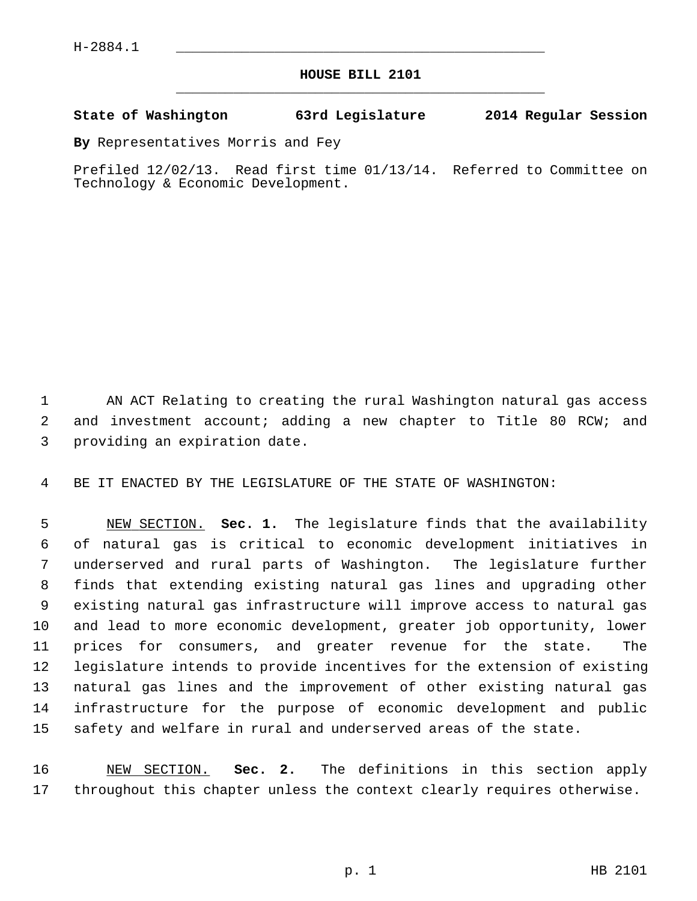H-2884.1

# HOUSE BILL 2101

**State of Washington 63rd Legislature 2014 Regular Session**

**By** Representatives Morris and Fey

Prefiled 12/02/13. Read first time 01/13/14. Referred to Committee on Technology & Economic Development.

AN ACT Relating to creating the rural Washington natural gas access and investment account; adding a new chapter to Title 80 RCW; and providing an expiration date.

BE IT ENACTED BY THE LEGISLATURE OF THE STATE OF WASHINGTON:

NEW SECTION. **Sec. 1.** The legislature finds that the availability of natural gas is critical to economic development initiatives in underserved and rural parts of Washington. The legislature further finds that extending existing natural gas lines and upgrading other existing natural gas infrastructure will improve access to natural gas and lead to more economic development, greater job opportunity, lower prices for consumers, and greater revenue for the state. The legislature intends to provide incentives for the extension of existing natural gas lines and the improvement of other existing natural gas infrastructure for the purpose of economic development and public safety and welfare in rural and underserved areas of the state.

NEW SECTION. **Sec. 2.** The definitions in this section apply throughout this chapter unless the context clearly requires otherwise.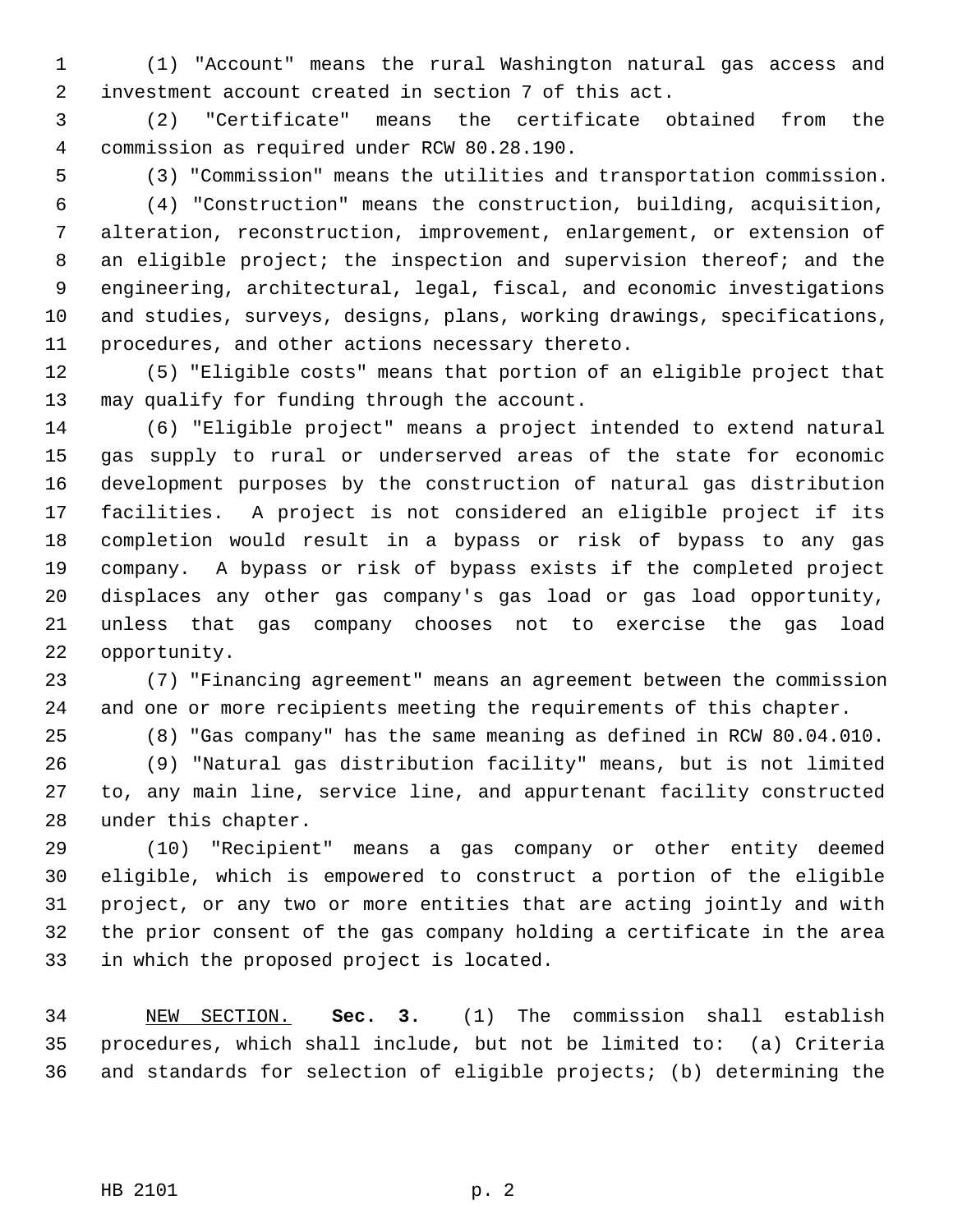(1) "Account" means the rural Washington natural gas access and investment account created in section 7 of this act.

(2) "Certificate" means the certificate obtained from the commission as required under RCW 80.28.190.

(3) "Commission" means the utilities and transportation commission.

(4) "Construction" means the construction, building, acquisition, alteration, reconstruction, improvement, enlargement, or extension of an eligible project; the inspection and supervision thereof; and the engineering, architectural, legal, fiscal, and economic investigations and studies, surveys, designs, plans, working drawings, specifications, procedures, and other actions necessary thereto.

(5) "Eligible costs" means that portion of an eligible project that may qualify for funding through the account.

(6) "Eligible project" means a project intended to extend natural gas supply to rural or underserved areas of the state for economic development purposes by the construction of natural gas distribution facilities. A project is not considered an eligible project if its completion would result in a bypass or risk of bypass to any gas company. A bypass or risk of bypass exists if the completed project displaces any other gas company's gas load or gas load opportunity, unless that gas company chooses not to exercise the gas load opportunity.

(7) "Financing agreement" means an agreement between the commission and one or more recipients meeting the requirements of this chapter.

(8) "Gas company" has the same meaning as defined in RCW 80.04.010.

(9) "Natural gas distribution facility" means, but is not limited to, any main line, service line, and appurtenant facility constructed under this chapter.

(10) "Recipient" means a gas company or other entity deemed eligible, which is empowered to construct a portion of the eligible project, or any two or more entities that are acting jointly and with the prior consent of the gas company holding a certificate in the area in which the proposed project is located.

NEW SECTION. **Sec. 3.** (1) The commission shall establish procedures, which shall include, but not be limited to: (a) Criteria and standards for selection of eligible projects; (b) determining the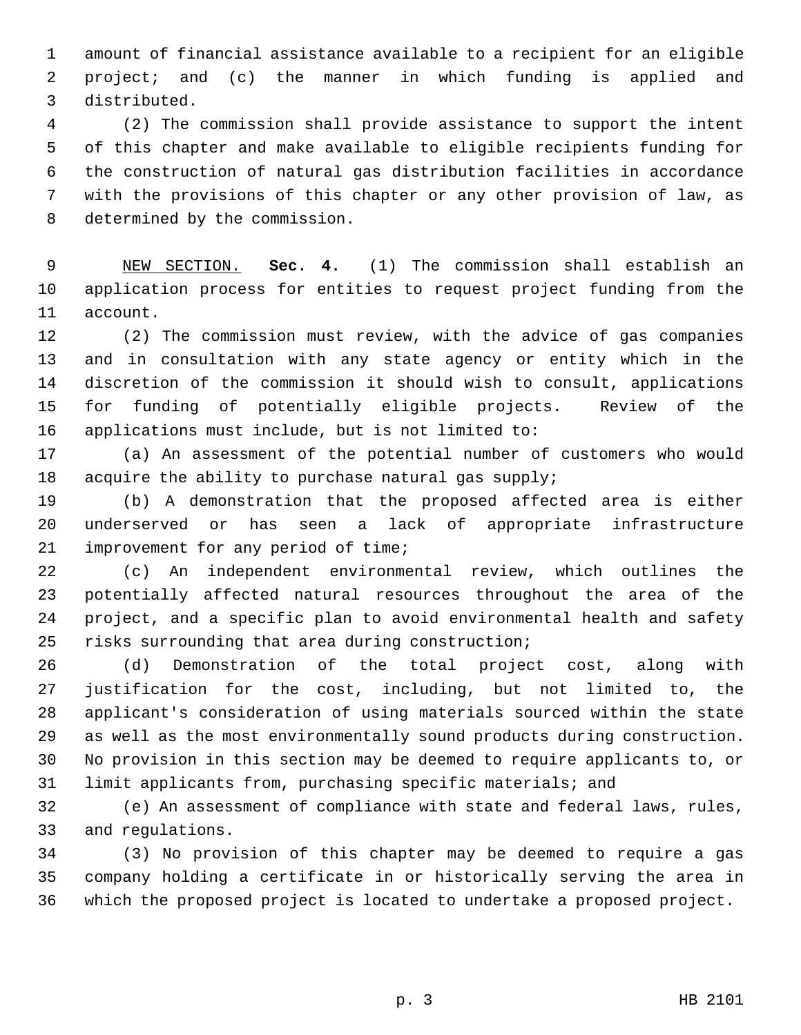amount of financial assistance available to a recipient for an eligible project; and (c) the manner in which funding is applied and distributed.

(2) The commission shall provide assistance to support the intent of this chapter and make available to eligible recipients funding for the construction of natural gas distribution facilities in accordance with the provisions of this chapter or any other provision of law, as determined by the commission.

NEW SECTION. **Sec. 4.** (1) The commission shall establish an application process for entities to request project funding from the account.

(2) The commission must review, with the advice of gas companies and in consultation with any state agency or entity which in the discretion of the commission it should wish to consult, applications for funding of potentially eligible projects. Review of the applications must include, but is not limited to:

(a) An assessment of the potential number of customers who would acquire the ability to purchase natural gas supply;

(b) A demonstration that the proposed affected area is either underserved or has seen a lack of appropriate infrastructure improvement for any period of time;

(c) An independent environmental review, which outlines the potentially affected natural resources throughout the area of the project, and a specific plan to avoid environmental health and safety risks surrounding that area during construction;

(d) Demonstration of the total project cost, along with justification for the cost, including, but not limited to, the applicant's consideration of using materials sourced within the state as well as the most environmentally sound products during construction. No provision in this section may be deemed to require applicants to, or limit applicants from, purchasing specific materials; and

(e) An assessment of compliance with state and federal laws, rules, and regulations.

(3) No provision of this chapter may be deemed to require a gas company holding a certificate in or historically serving the area in which the proposed project is located to undertake a proposed project.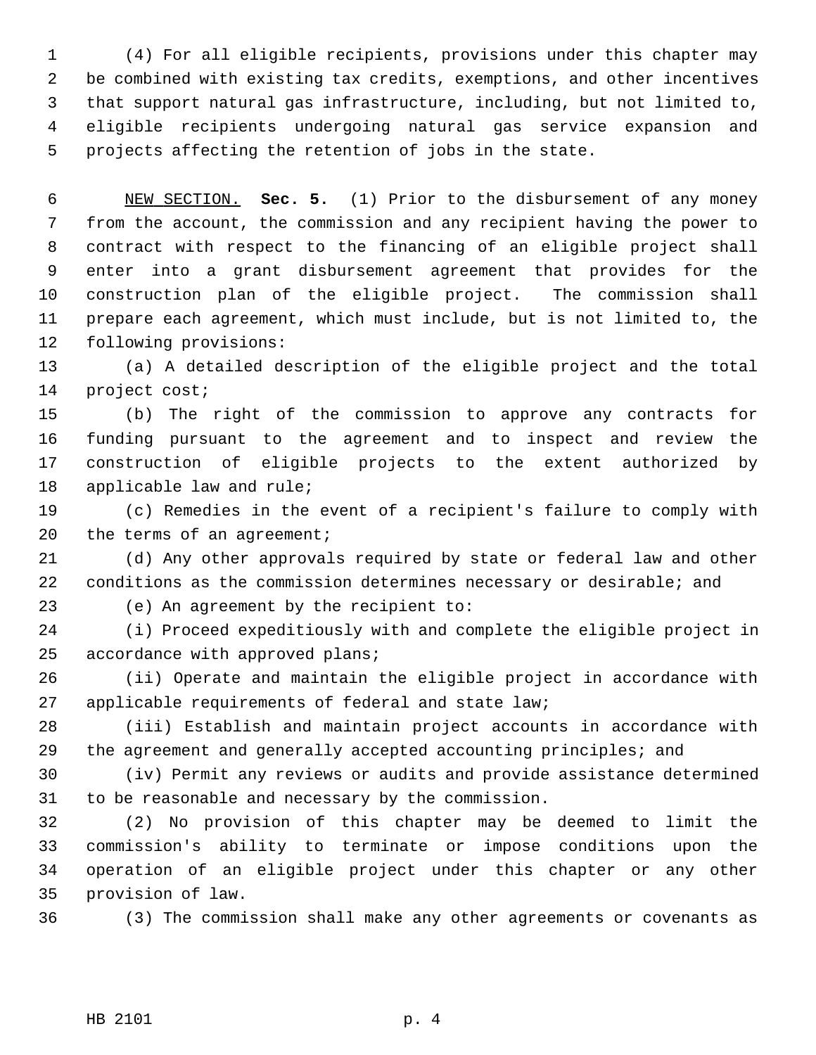(4) For all eligible recipients, provisions under this chapter may be combined with existing tax credits, exemptions, and other incentives that support natural gas infrastructure, including, but not limited to, eligible recipients undergoing natural gas service expansion and projects affecting the retention of jobs in the state.

NEW SECTION. **Sec. 5.** (1) Prior to the disbursement of any money from the account, the commission and any recipient having the power to contract with respect to the financing of an eligible project shall enter into a grant disbursement agreement that provides for the construction plan of the eligible project. The commission shall prepare each agreement, which must include, but is not limited to, the following provisions:

(a) A detailed description of the eligible project and the total project cost;

(b) The right of the commission to approve any contracts for funding pursuant to the agreement and to inspect and review the construction of eligible projects to the extent authorized by applicable law and rule;

(c) Remedies in the event of a recipient's failure to comply with the terms of an agreement;

(d) Any other approvals required by state or federal law and other conditions as the commission determines necessary or desirable; and

(e) An agreement by the recipient to:

(i) Proceed expeditiously with and complete the eligible project in accordance with approved plans;

(ii) Operate and maintain the eligible project in accordance with applicable requirements of federal and state law;

(iii) Establish and maintain project accounts in accordance with the agreement and generally accepted accounting principles; and

(iv) Permit any reviews or audits and provide assistance determined to be reasonable and necessary by the commission.

(2) No provision of this chapter may be deemed to limit the commission's ability to terminate or impose conditions upon the operation of an eligible project under this chapter or any other provision of law.

(3) The commission shall make any other agreements or covenants as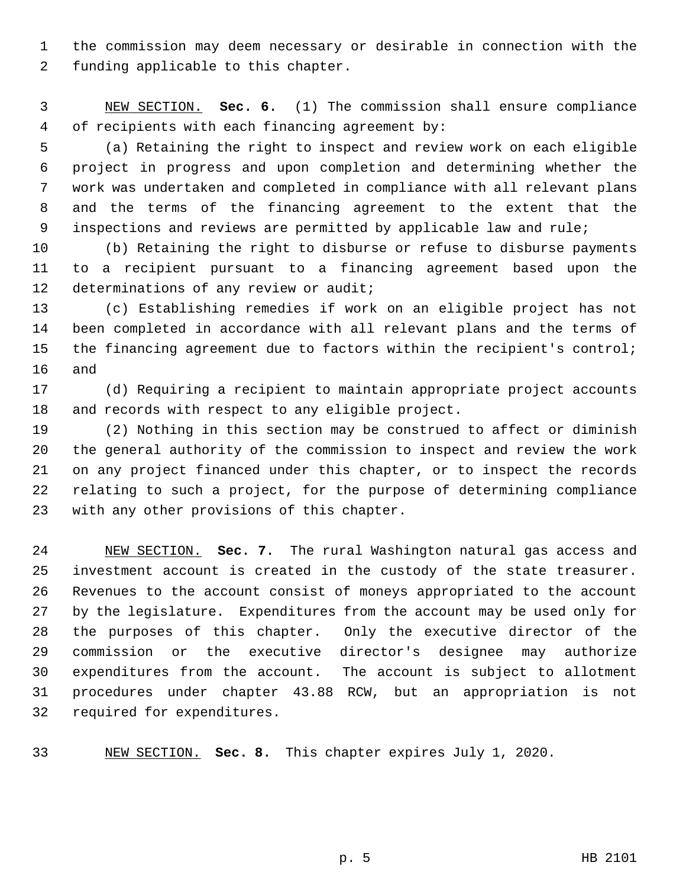the commission may deem necessary or desirable in connection with the funding applicable to this chapter.

NEW SECTION. **Sec. 6.** (1) The commission shall ensure compliance of recipients with each financing agreement by:

(a) Retaining the right to inspect and review work on each eligible project in progress and upon completion and determining whether the work was undertaken and completed in compliance with all relevant plans and the terms of the financing agreement to the extent that the inspections and reviews are permitted by applicable law and rule;

(b) Retaining the right to disburse or refuse to disburse payments to a recipient pursuant to a financing agreement based upon the determinations of any review or audit;

(c) Establishing remedies if work on an eligible project has not been completed in accordance with all relevant plans and the terms of the financing agreement due to factors within the recipient's control; and

(d) Requiring a recipient to maintain appropriate project accounts and records with respect to any eligible project.

(2) Nothing in this section may be construed to affect or diminish the general authority of the commission to inspect and review the work on any project financed under this chapter, or to inspect the records relating to such a project, for the purpose of determining compliance with any other provisions of this chapter.

NEW SECTION. **Sec. 7.** The rural Washington natural gas access and investment account is created in the custody of the state treasurer. Revenues to the account consist of moneys appropriated to the account by the legislature. Expenditures from the account may be used only for the purposes of this chapter. Only the executive director of the commission or the executive director's designee may authorize expenditures from the account. The account is subject to allotment procedures under chapter 43.88 RCW, but an appropriation is not required for expenditures.

NEW SECTION. **Sec. 8.** This chapter expires July 1, 2020.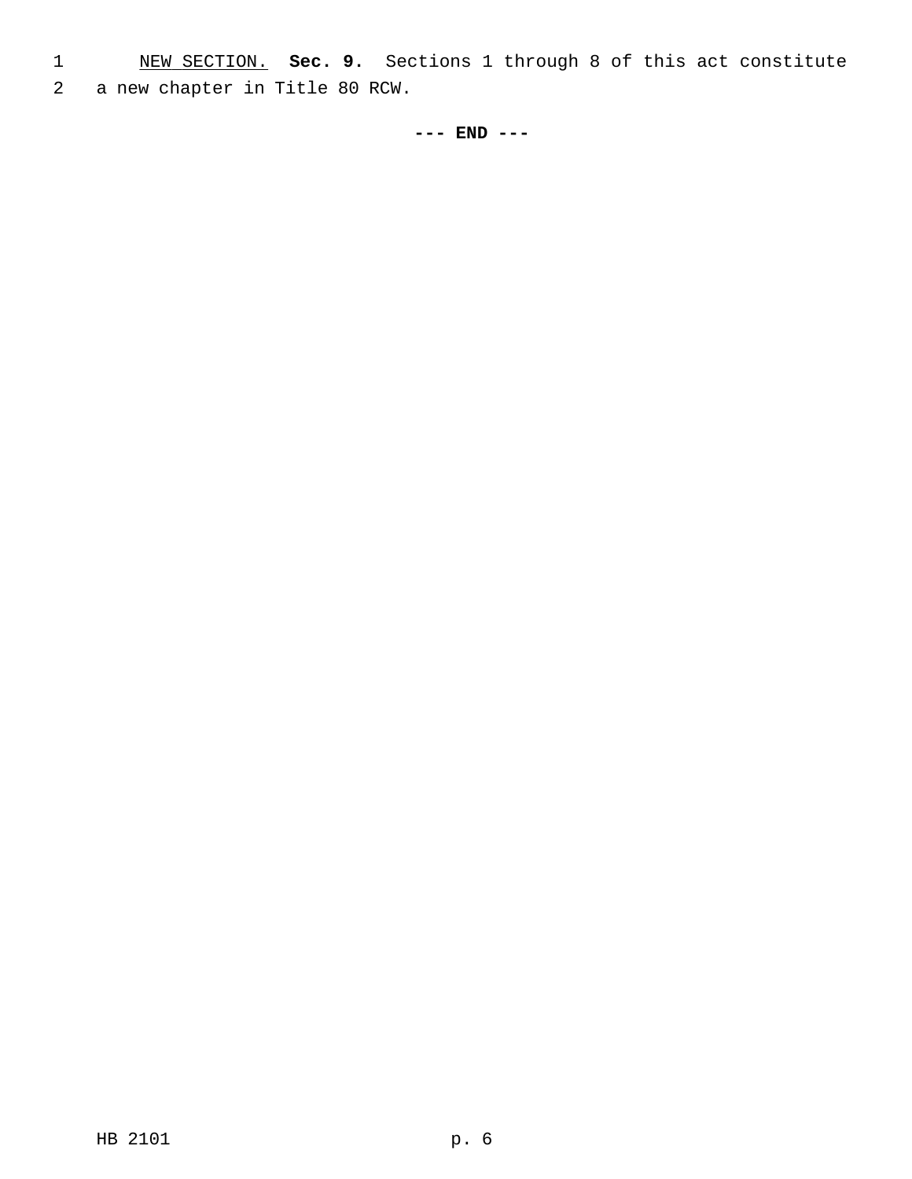NEW SECTION. **Sec. 9.** Sections 1 through 8 of this act constitute a new chapter in Title 80 RCW.

**--- END ---**